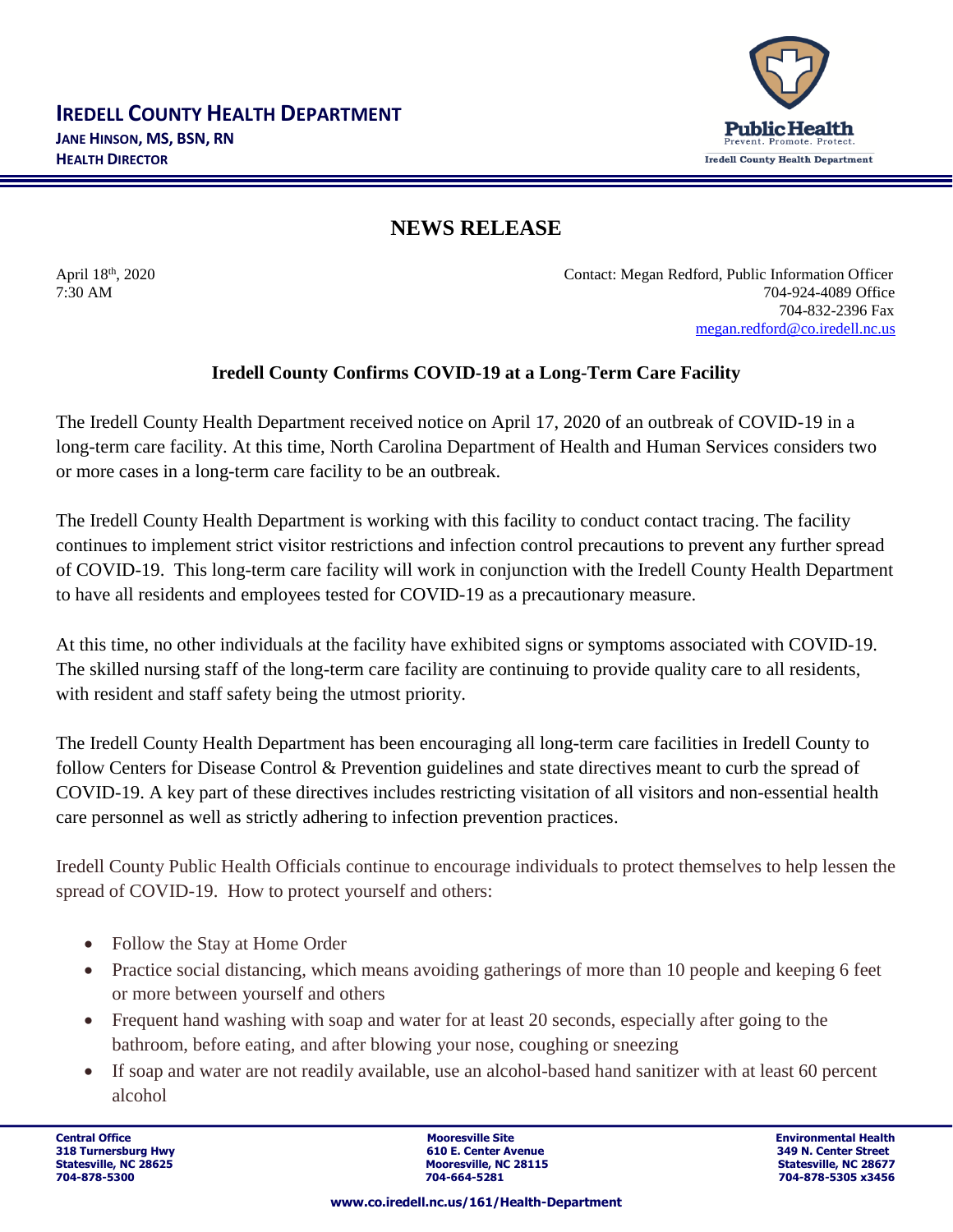# IREDELL COUNTY HEALTH DEPARTMENT

**JANE HINSON, MS, BSN, RN**
**HEALTH DIRECTOR**

Public Health
Prevent. Promote. Protect.
Iredell County Health Department

## NEWS RELEASE

April 18th, 2020
7:30 AM

Contact: Megan Redford, Public Information Officer
704-924-4089 Office
704-832-2396 Fax
megan.redford@co.iredell.nc.us

### Iredell County Confirms COVID-19 at a Long-Term Care Facility

The Iredell County Health Department received notice on April 17, 2020 of an outbreak of COVID-19 in a long-term care facility. At this time, North Carolina Department of Health and Human Services considers two or more cases in a long-term care facility to be an outbreak.

The Iredell County Health Department is working with this facility to conduct contact tracing. The facility continues to implement strict visitor restrictions and infection control precautions to prevent any further spread of COVID-19. This long-term care facility will work in conjunction with the Iredell County Health Department to have all residents and employees tested for COVID-19 as a precautionary measure.

At this time, no other individuals at the facility have exhibited signs or symptoms associated with COVID-19. The skilled nursing staff of the long-term care facility are continuing to provide quality care to all residents, with resident and staff safety being the utmost priority.

The Iredell County Health Department has been encouraging all long-term care facilities in Iredell County to follow Centers for Disease Control & Prevention guidelines and state directives meant to curb the spread of COVID-19. A key part of these directives includes restricting visitation of all visitors and non-essential health care personnel as well as strictly adhering to infection prevention practices.

Iredell County Public Health Officials continue to encourage individuals to protect themselves to help lessen the spread of COVID-19. How to protect yourself and others:

- Follow the Stay at Home Order
- Practice social distancing, which means avoiding gatherings of more than 10 people and keeping 6 feet or more between yourself and others
- Frequent hand washing with soap and water for at least 20 seconds, especially after going to the bathroom, before eating, and after blowing your nose, coughing or sneezing
- If soap and water are not readily available, use an alcohol-based hand sanitizer with at least 60 percent alcohol

**Central Office**
**318 Turnersburg Hwy**
**Statesville, NC 28625**
**704-878-5300**

**Mooresville Site**
**610 E. Center Avenue**
**Mooresville, NC 28115**
**704-664-5281**

**Environmental Health**
**349 N. Center Street**
**Statesville, NC 28677**
**704-878-5305 x3456**

**www.co.iredell.nc.us/161/Health-Department**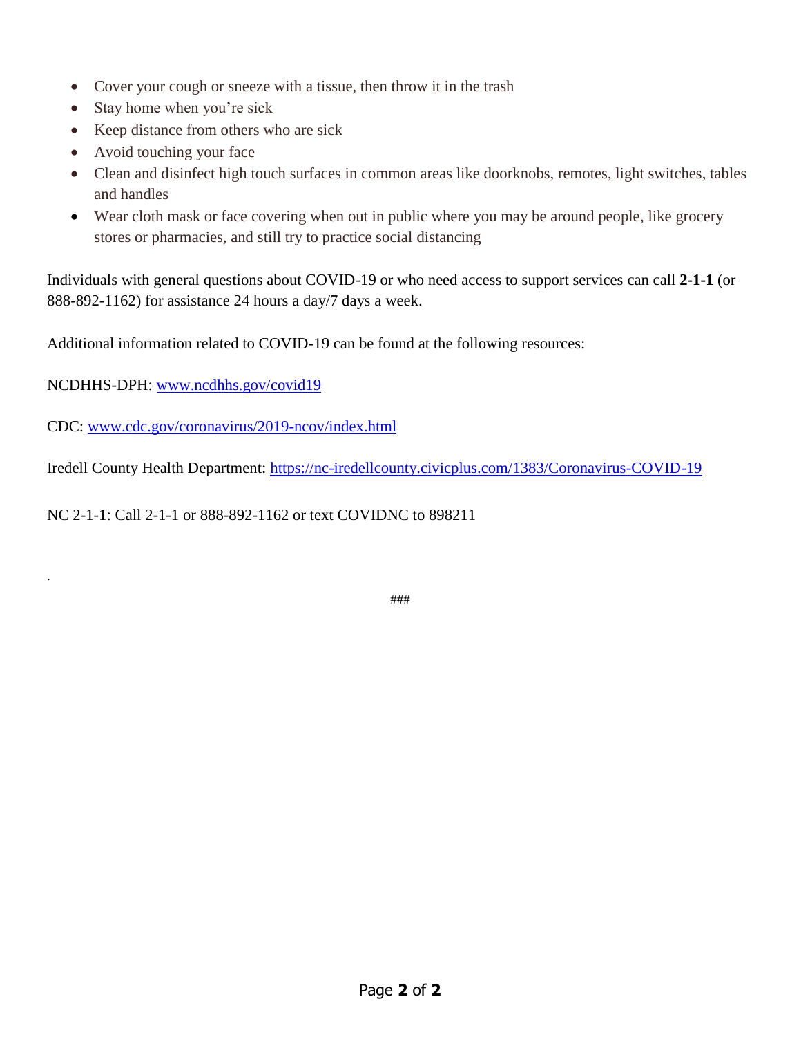- Cover your cough or sneeze with a tissue, then throw it in the trash
- Stay home when you're sick
- Keep distance from others who are sick
- Avoid touching your face
- Clean and disinfect high touch surfaces in common areas like doorknobs, remotes, light switches, tables and handles
- Wear cloth mask or face covering when out in public where you may be around people, like grocery stores or pharmacies, and still try to practice social distancing

Individuals with general questions about COVID-19 or who need access to support services can call **2-1-1** (or 888-892-1162) for assistance 24 hours a day/7 days a week.

Additional information related to COVID-19 can be found at the following resources:

NCDHHS-DPH: www.ncdhhs.gov/covid19

CDC: www.cdc.gov/coronavirus/2019-ncov/index.html

Iredell County Health Department: https://nc-iredellcounty.civicplus.com/1383/Coronavirus-COVID-19

NC 2-1-1: Call 2-1-1 or 888-892-1162 or text COVIDNC to 898211

.

###